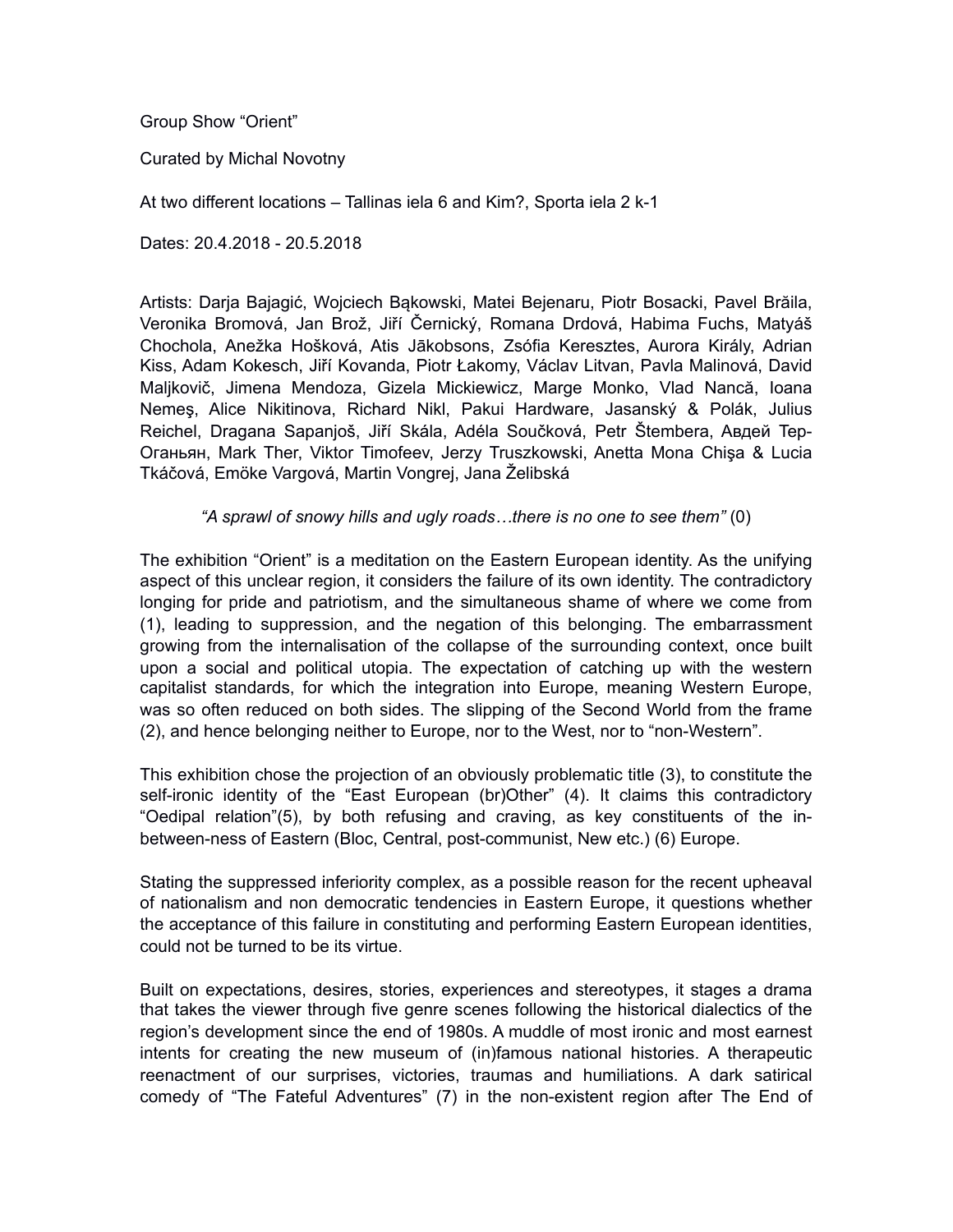Group Show "Orient"

Curated by Michal Novotny

At two different locations – Tallinas iela 6 and Kim?, Sporta iela 2 k-1

Dates: 20.4.2018 - 20.5.2018

Artists: Darja Bajagić, Wojciech Bąkowski, Matei Bejenaru, Piotr Bosacki, Pavel Brăila, Veronika Bromová, Jan Brož, Jiří Černický, Romana Drdová, Habima Fuchs, Matyáš Chochola, Anežka Hošková, Atis Jākobsons, Zsófia Keresztes, Aurora Király, Adrian Kiss, Adam Kokesch, Jiří Kovanda, Piotr Łakomy, Václav Litvan, Pavla Malinová, David Maljkovič, Jimena Mendoza, Gizela Mickiewicz, Marge Monko, Vlad Nancă, Ioana Nemeş, Alice Nikitinova, Richard Nikl, Pakui Hardware, Jasanský & Polák, Julius Reichel, Dragana Sapanjoš, Jiří Skála, Adéla Součková, Petr Štembera, Авдей Тер-Оганьян, Mark Ther, Viktor Timofeev, Jerzy Truszkowski, Anetta Mona Chişa & Lucia Tkáčová, Emöke Vargová, Martin Vongrej, Jana Želibská

*"A sprawl of snowy hills and ugly roads…there is no one to see them"* (0)

The exhibition "Orient" is a meditation on the Eastern European identity. As the unifying aspect of this unclear region, it considers the failure of its own identity. The contradictory longing for pride and patriotism, and the simultaneous shame of where we come from (1), leading to suppression, and the negation of this belonging. The embarrassment growing from the internalisation of the collapse of the surrounding context, once built upon a social and political utopia. The expectation of catching up with the western capitalist standards, for which the integration into Europe, meaning Western Europe, was so often reduced on both sides. The slipping of the Second World from the frame (2), and hence belonging neither to Europe, nor to the West, nor to "non-Western".

This exhibition chose the projection of an obviously problematic title (3), to constitute the self-ironic identity of the "East European (br)Other" (4). It claims this contradictory "Oedipal relation"(5), by both refusing and craving, as key constituents of the in-between-ness of Eastern (Bloc, Central, post-communist, New etc.) (6) Europe.

Stating the suppressed inferiority complex, as a possible reason for the recent upheaval of nationalism and non democratic tendencies in Eastern Europe, it questions whether the acceptance of this failure in constituting and performing Eastern European identities, could not be turned to be its virtue.

Built on expectations, desires, stories, experiences and stereotypes, it stages a drama that takes the viewer through five genre scenes following the historical dialectics of the region's development since the end of 1980s. A muddle of most ironic and most earnest intents for creating the new museum of (in)famous national histories. A therapeutic reenactment of our surprises, victories, traumas and humiliations. A dark satirical comedy of "The Fateful Adventures" (7) in the non-existent region after The End of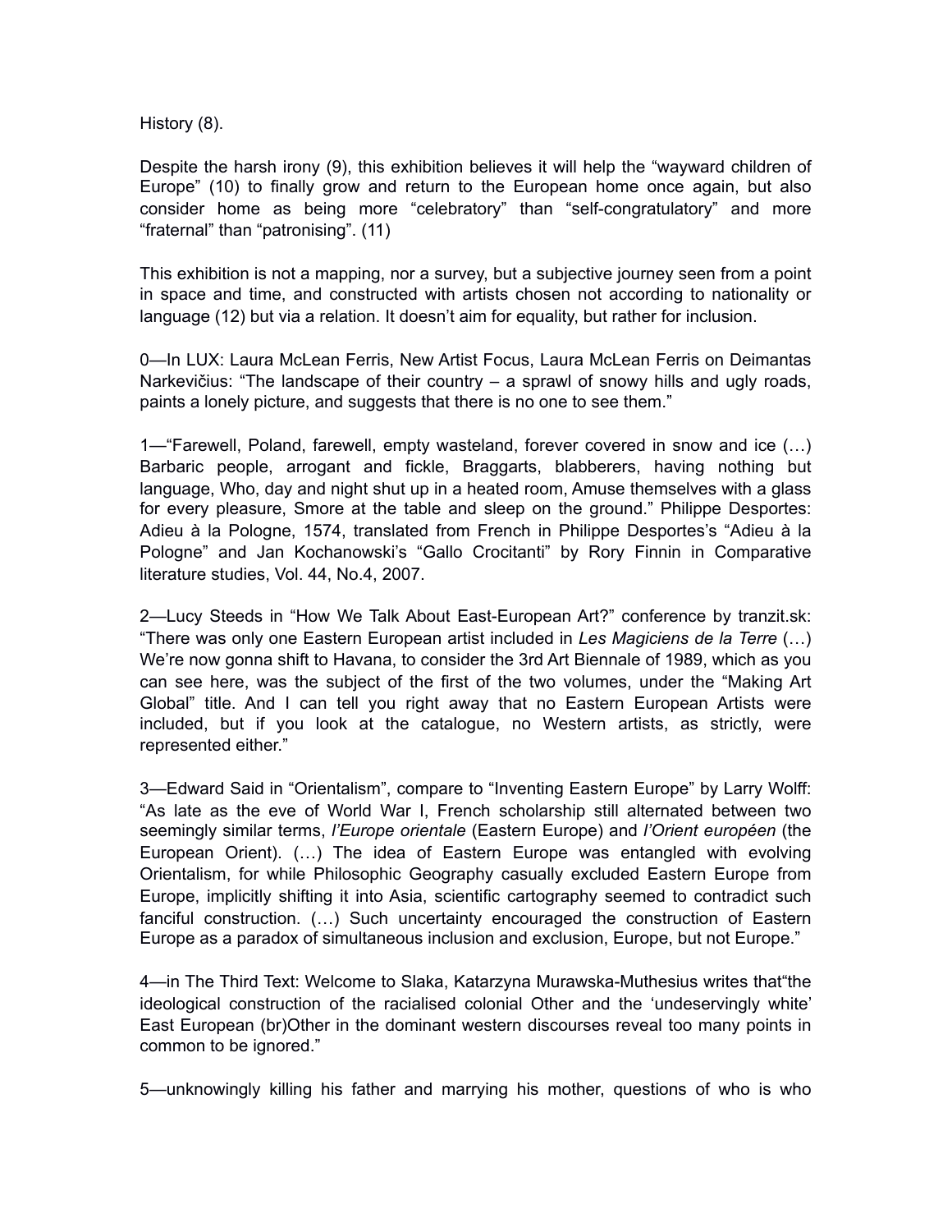History (8).

Despite the harsh irony (9), this exhibition believes it will help the "wayward children of Europe" (10) to finally grow and return to the European home once again, but also consider home as being more "celebratory" than "self-congratulatory" and more "fraternal" than "patronising". (11)

This exhibition is not a mapping, nor a survey, but a subjective journey seen from a point in space and time, and constructed with artists chosen not according to nationality or language (12) but via a relation. It doesn't aim for equality, but rather for inclusion.

0—In LUX: Laura McLean Ferris, New Artist Focus, Laura McLean Ferris on Deimantas Narkevičius: "The landscape of their country – a sprawl of snowy hills and ugly roads, paints a lonely picture, and suggests that there is no one to see them."

1—"Farewell, Poland, farewell, empty wasteland, forever covered in snow and ice (…) Barbaric people, arrogant and fickle, Braggarts, blabberers, having nothing but language, Who, day and night shut up in a heated room, Amuse themselves with a glass for every pleasure, Smore at the table and sleep on the ground." Philippe Desportes: Adieu à la Pologne, 1574, translated from French in Philippe Desportes's "Adieu à la Pologne" and Jan Kochanowski's "Gallo Crocitanti" by Rory Finnin in Comparative literature studies, Vol. 44, No.4, 2007.

2—Lucy Steeds in "How We Talk About East-European Art?" conference by tranzit.sk: "There was only one Eastern European artist included in *Les Magiciens de la Terre* (…) We're now gonna shift to Havana, to consider the 3rd Art Biennale of 1989, which as you can see here, was the subject of the first of the two volumes, under the "Making Art Global" title. And I can tell you right away that no Eastern European Artists were included, but if you look at the catalogue, no Western artists, as strictly, were represented either."

3—Edward Said in "Orientalism", compare to "Inventing Eastern Europe" by Larry Wolff: "As late as the eve of World War I, French scholarship still alternated between two seemingly similar terms, *l'Europe orientale* (Eastern Europe) and *l'Orient européen* (the European Orient). (…) The idea of Eastern Europe was entangled with evolving Orientalism, for while Philosophic Geography casually excluded Eastern Europe from Europe, implicitly shifting it into Asia, scientific cartography seemed to contradict such fanciful construction. (…) Such uncertainty encouraged the construction of Eastern Europe as a paradox of simultaneous inclusion and exclusion, Europe, but not Europe."

4—in The Third Text: Welcome to Slaka, Katarzyna Murawska-Muthesius writes that"the ideological construction of the racialised colonial Other and the 'undeservingly white' East European (br)Other in the dominant western discourses reveal too many points in common to be ignored."

5—unknowingly killing his father and marrying his mother, questions of who is who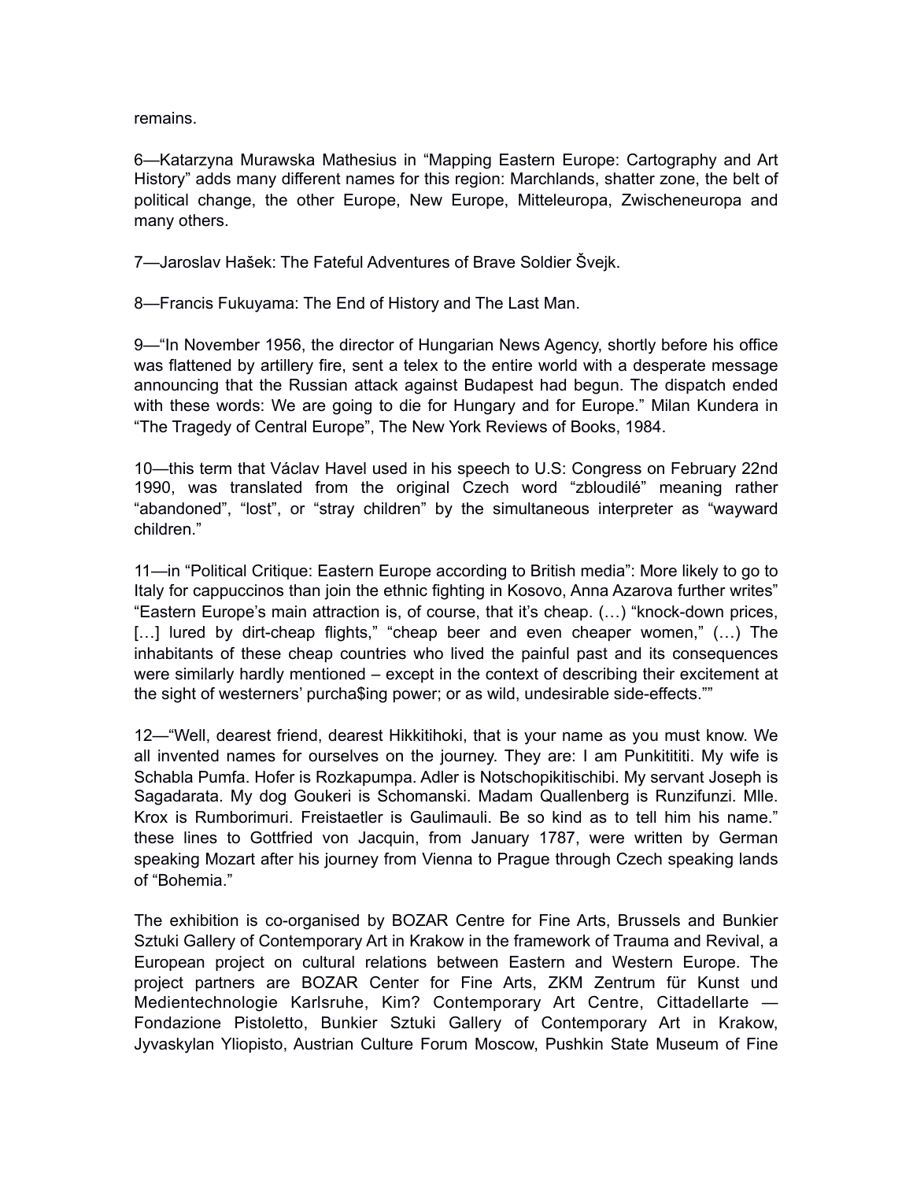remains.

6—Katarzyna Murawska Mathesius in "Mapping Eastern Europe: Cartography and Art History" adds many different names for this region: Marchlands, shatter zone, the belt of political change, the other Europe, New Europe, Mitteleuropa, Zwischeneuropa and many others.

7—Jaroslav Hašek: The Fateful Adventures of Brave Soldier Švejk.

8—Francis Fukuyama: The End of History and The Last Man.

9—"In November 1956, the director of Hungarian News Agency, shortly before his office was flattened by artillery fire, sent a telex to the entire world with a desperate message announcing that the Russian attack against Budapest had begun. The dispatch ended with these words: We are going to die for Hungary and for Europe." Milan Kundera in "The Tragedy of Central Europe", The New York Reviews of Books, 1984.

10—this term that Václav Havel used in his speech to U.S: Congress on February 22nd 1990, was translated from the original Czech word "zbloudilé" meaning rather "abandoned", "lost", or "stray children" by the simultaneous interpreter as "wayward children."

11—in "Political Critique: Eastern Europe according to British media": More likely to go to Italy for cappuccinos than join the ethnic fighting in Kosovo, Anna Azarova further writes" "Eastern Europe's main attraction is, of course, that it's cheap. (…) "knock-down prices, […] lured by dirt-cheap flights," "cheap beer and even cheaper women," (…) The inhabitants of these cheap countries who lived the painful past and its consequences were similarly hardly mentioned – except in the context of describing their excitement at the sight of westerners' purcha$ing power; or as wild, undesirable side-effects.""

12—"Well, dearest friend, dearest Hikkitihoki, that is your name as you must know. We all invented names for ourselves on the journey. They are: I am Punkititit. My wife is Schabla Pumfa. Hofer is Rozkapumpa. Adler is Notschopikitischibi. My servant Joseph is Sagadarata. My dog Goukeri is Schomanski. Madam Quallenberg is Runzifunzi. Mlle. Krox is Rumborimuri. Freistaetler is Gaulimauli. Be so kind as to tell him his name." these lines to Gottfried von Jacquin, from January 1787, were written by German speaking Mozart after his journey from Vienna to Prague through Czech speaking lands of "Bohemia."

The exhibition is co-organised by BOZAR Centre for Fine Arts, Brussels and Bunkier Sztuki Gallery of Contemporary Art in Krakow in the framework of Trauma and Revival, a European project on cultural relations between Eastern and Western Europe. The project partners are BOZAR Center for Fine Arts, ZKM Zentrum für Kunst und Medientechnologie Karlsruhe, Kim? Contemporary Art Centre, Cittadellarte — Fondazione Pistoletto, Bunkier Sztuki Gallery of Contemporary Art in Krakow, Jyvaskylan Yliopisto, Austrian Culture Forum Moscow, Pushkin State Museum of Fine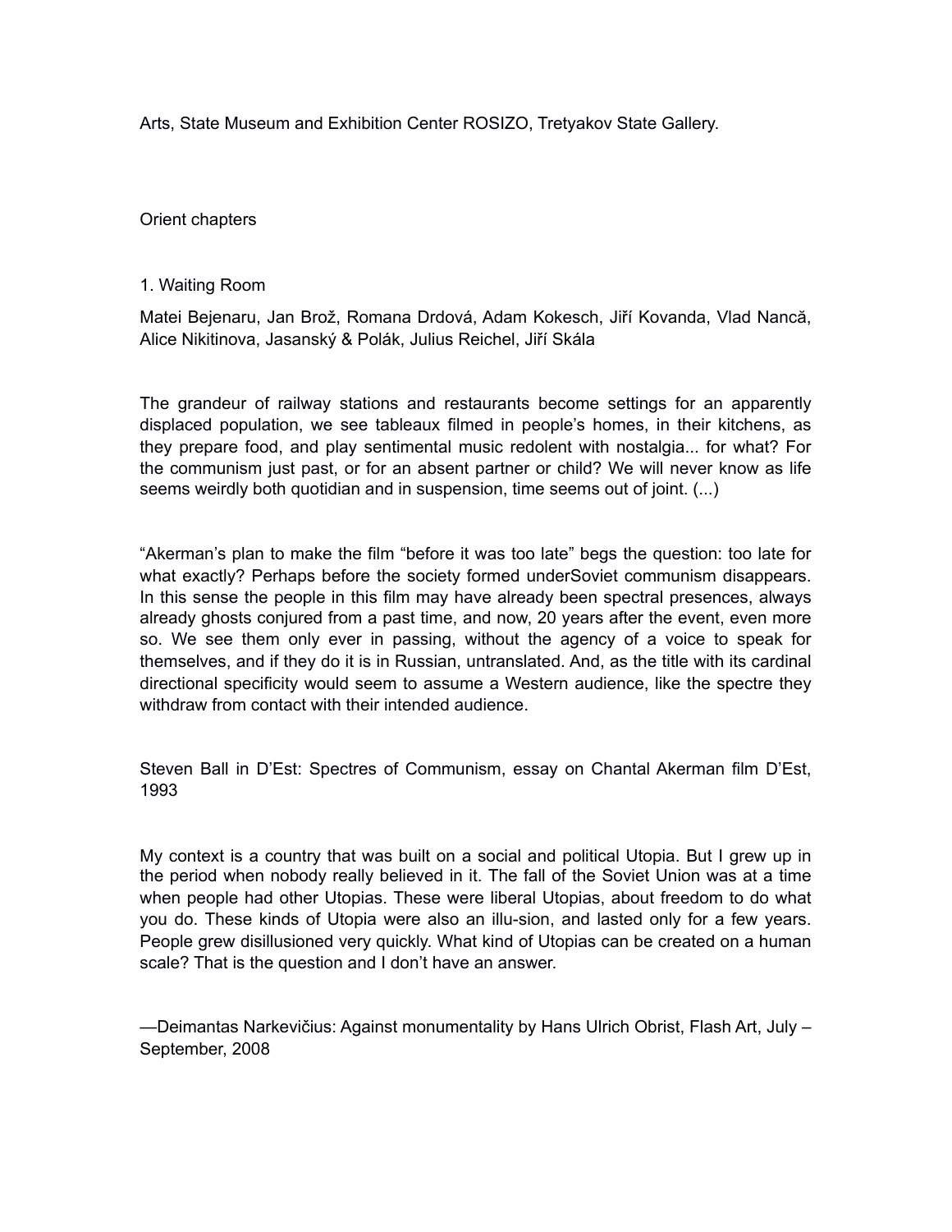Arts, State Museum and Exhibition Center ROSIZO, Tretyakov State Gallery.

## Orient chapters

### 1. Waiting Room

Matei Bejenaru, Jan Brož, Romana Drdová, Adam Kokesch, Jiří Kovanda, Vlad Nancă, Alice Nikitinova, Jasanský & Polák, Julius Reichel, Jiří Skála

The grandeur of railway stations and restaurants become settings for an apparently displaced population, we see tableaux filmed in people's homes, in their kitchens, as they prepare food, and play sentimental music redolent with nostalgia... for what? For the communism just past, or for an absent partner or child? We will never know as life seems weirdly both quotidian and in suspension, time seems out of joint. (...)

"Akerman's plan to make the film "before it was too late" begs the question: too late for what exactly? Perhaps before the society formed underSoviet communism disappears. In this sense the people in this film may have already been spectral presences, always already ghosts conjured from a past time, and now, 20 years after the event, even more so. We see them only ever in passing, without the agency of a voice to speak for themselves, and if they do it is in Russian, untranslated. And, as the title with its cardinal directional specificity would seem to assume a Western audience, like the spectre they withdraw from contact with their intended audience.

Steven Ball in D'Est: Spectres of Communism, essay on Chantal Akerman film D'Est, 1993

My context is a country that was built on a social and political Utopia. But I grew up in the period when nobody really believed in it. The fall of the Soviet Union was at a time when people had other Utopias. These were liberal Utopias, about freedom to do what you do. These kinds of Utopia were also an illu-sion, and lasted only for a few years. People grew disillusioned very quickly. What kind of Utopias can be created on a human scale? That is the question and I don't have an answer.

—Deimantas Narkevičius: Against monumentality by Hans Ulrich Obrist, Flash Art, July – September, 2008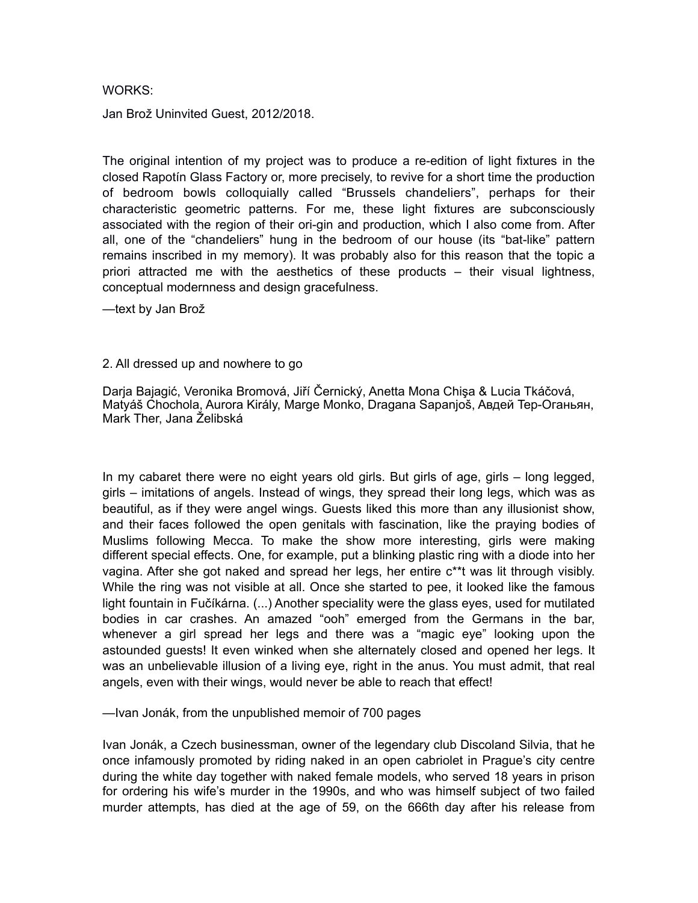WORKS:

Jan Brož Uninvited Guest, 2012/2018.

The original intention of my project was to produce a re-edition of light fixtures in the closed Rapotín Glass Factory or, more precisely, to revive for a short time the production of bedroom bowls colloquially called "Brussels chandeliers", perhaps for their characteristic geometric patterns. For me, these light fixtures are subconsciously associated with the region of their ori-gin and production, which I also come from. After all, one of the "chandeliers" hung in the bedroom of our house (its "bat-like" pattern remains inscribed in my memory). It was probably also for this reason that the topic a priori attracted me with the aesthetics of these products – their visual lightness, conceptual modernness and design gracefulness.

—text by Jan Brož

2. All dressed up and nowhere to go

Darja Bajagić, Veronika Bromová, Jiří Černický, Anetta Mona Chişa & Lucia Tkáčová, Matyáš Chochola, Aurora Király, Marge Monko, Dragana Sapanjoš, Авдей Тер-Оганьян, Mark Ther, Jana Želibská

In my cabaret there were no eight years old girls. But girls of age, girls – long legged, girls – imitations of angels. Instead of wings, they spread their long legs, which was as beautiful, as if they were angel wings. Guests liked this more than any illusionist show, and their faces followed the open genitals with fascination, like the praying bodies of Muslims following Mecca. To make the show more interesting, girls were making different special effects. One, for example, put a blinking plastic ring with a diode into her vagina. After she got naked and spread her legs, her entire c**t was lit through visibly. While the ring was not visible at all. Once she started to pee, it looked like the famous light fountain in Fučíkárna. (...) Another speciality were the glass eyes, used for mutilated bodies in car crashes. An amazed "ooh" emerged from the Germans in the bar, whenever a girl spread her legs and there was a "magic eye" looking upon the astounded guests! It even winked when she alternately closed and opened her legs. It was an unbelievable illusion of a living eye, right in the anus. You must admit, that real angels, even with their wings, would never be able to reach that effect!

—Ivan Jonák, from the unpublished memoir of 700 pages

Ivan Jonák, a Czech businessman, owner of the legendary club Discoland Silvia, that he once infamously promoted by riding naked in an open cabriolet in Prague's city centre during the white day together with naked female models, who served 18 years in prison for ordering his wife's murder in the 1990s, and who was himself subject of two failed murder attempts, has died at the age of 59, on the 666th day after his release from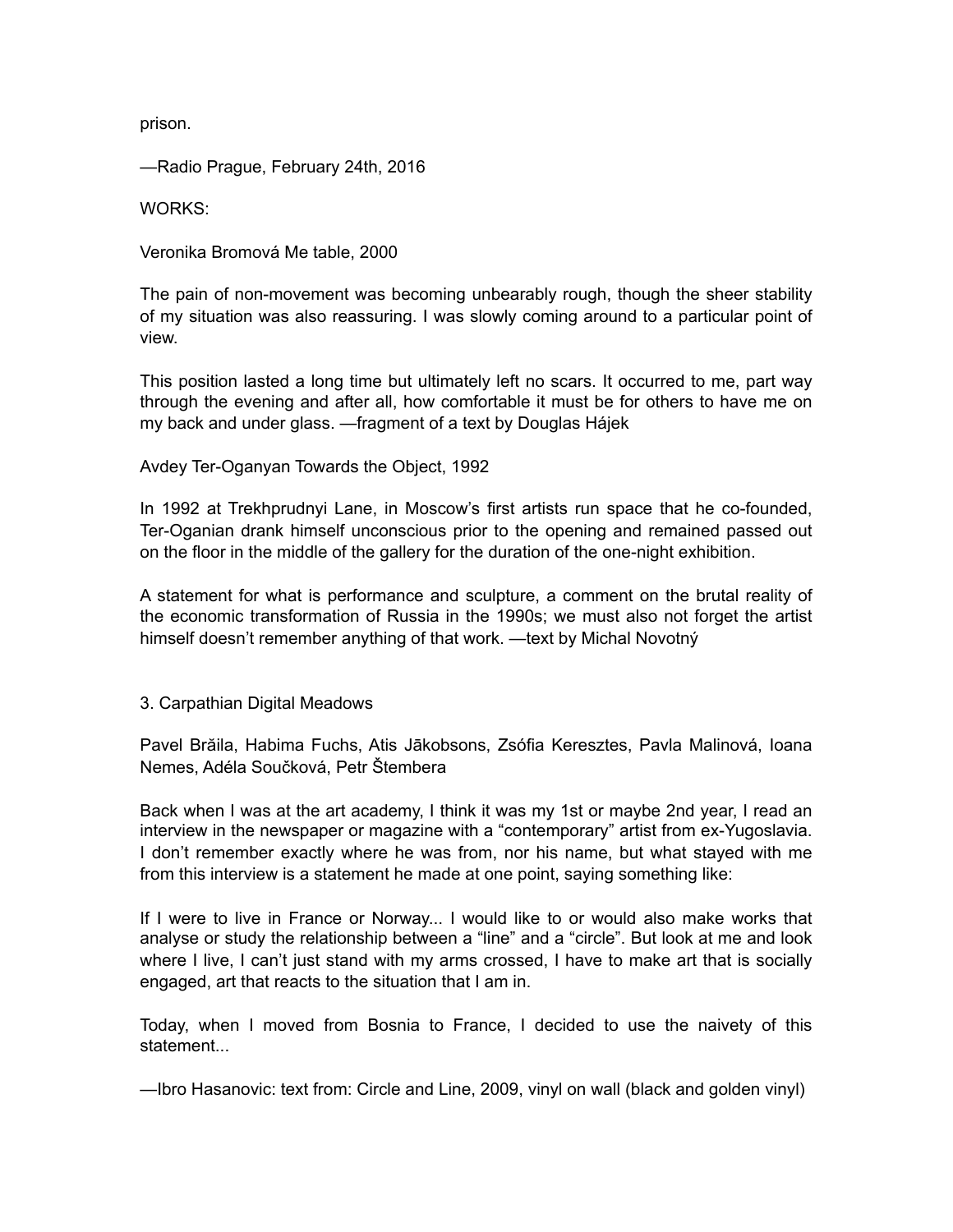prison.

—Radio Prague, February 24th, 2016

WORKS:

Veronika Bromová Me table, 2000

The pain of non-movement was becoming unbearably rough, though the sheer stability of my situation was also reassuring. I was slowly coming around to a particular point of view.

This position lasted a long time but ultimately left no scars. It occurred to me, part way through the evening and after all, how comfortable it must be for others to have me on my back and under glass. —fragment of a text by Douglas Hájek

Avdey Ter-Oganyan Towards the Object, 1992

In 1992 at Trekhprudnyi Lane, in Moscow's first artists run space that he co-founded, Ter-Oganian drank himself unconscious prior to the opening and remained passed out on the floor in the middle of the gallery for the duration of the one-night exhibition.

A statement for what is performance and sculpture, a comment on the brutal reality of the economic transformation of Russia in the 1990s; we must also not forget the artist himself doesn't remember anything of that work. —text by Michal Novotný

## 3. Carpathian Digital Meadows

Pavel Brăila, Habima Fuchs, Atis Jākobsons, Zsófia Keresztes, Pavla Malinová, Ioana Nemes, Adéla Součková, Petr Štembera

Back when I was at the art academy, I think it was my 1st or maybe 2nd year, I read an interview in the newspaper or magazine with a "contemporary" artist from ex-Yugoslavia. I don't remember exactly where he was from, nor his name, but what stayed with me from this interview is a statement he made at one point, saying something like:

If I were to live in France or Norway... I would like to or would also make works that analyse or study the relationship between a "line" and a "circle". But look at me and look where I live, I can't just stand with my arms crossed, I have to make art that is socially engaged, art that reacts to the situation that I am in.

Today, when I moved from Bosnia to France, I decided to use the naivety of this statement...

—Ibro Hasanovic: text from: Circle and Line, 2009, vinyl on wall (black and golden vinyl)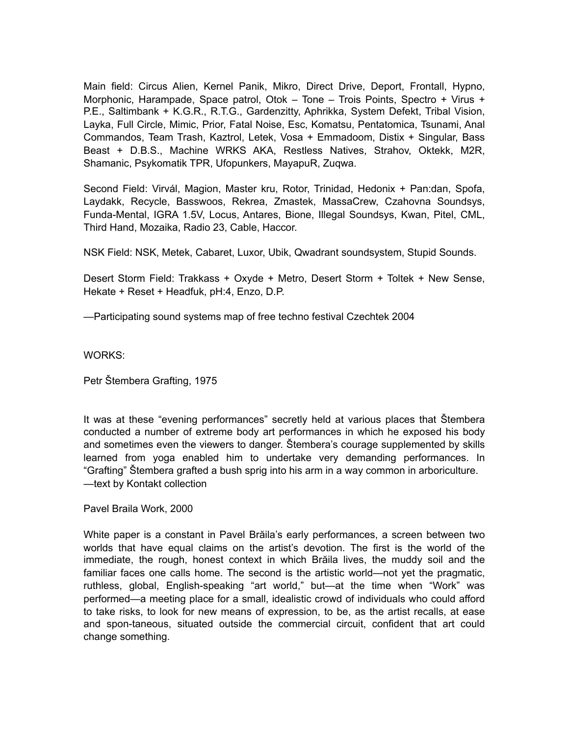Main field: Circus Alien, Kernel Panik, Mikro, Direct Drive, Deport, Frontall, Hypno, Morphonic, Harampade, Space patrol, Otok – Tone – Trois Points, Spectro + Virus + P.E., Saltimbank + K.G.R., R.T.G., Gardenzitty, Aphrikka, System Defekt, Tribal Vision, Layka, Full Circle, Mimic, Prior, Fatal Noise, Esc, Komatsu, Pentatomica, Tsunami, Anal Commandos, Team Trash, Kaztrol, Letek, Vosa + Emmadoom, Distix + Singular, Bass Beast + D.B.S., Machine WRKS AKA, Restless Natives, Strahov, Oktekk, M2R, Shamanic, Psykomatik TPR, Ufopunkers, MayapuR, Zuqwa.

Second Field: Virvál, Magion, Master kru, Rotor, Trinidad, Hedonix + Pan:dan, Spofa, Laydakk, Recycle, Basswoos, Rekrea, Zmastek, MassaCrew, Czahovna Soundsys, Funda-Mental, IGRA 1.5V, Locus, Antares, Bione, Illegal Soundsys, Kwan, Pitel, CML, Third Hand, Mozaika, Radio 23, Cable, Haccor.

NSK Field: NSK, Metek, Cabaret, Luxor, Ubik, Qwadrant soundsystem, Stupid Sounds.

Desert Storm Field: Trakkass + Oxyde + Metro, Desert Storm + Toltek + New Sense, Hekate + Reset + Headfuk, pH:4, Enzo, D.P.

—Participating sound systems map of free techno festival Czechtek 2004

WORKS:

Petr Štembera Grafting, 1975

It was at these "evening performances" secretly held at various places that Štembera conducted a number of extreme body art performances in which he exposed his body and sometimes even the viewers to danger. Štembera's courage supplemented by skills learned from yoga enabled him to undertake very demanding performances. In "Grafting" Štembera grafted a bush sprig into his arm in a way common in arboriculture.
—text by Kontakt collection

Pavel Braila Work, 2000

White paper is a constant in Pavel Brăila's early performances, a screen between two worlds that have equal claims on the artist's devotion. The first is the world of the immediate, the rough, honest context in which Brăila lives, the muddy soil and the familiar faces one calls home. The second is the artistic world—not yet the pragmatic, ruthless, global, English-speaking "art world," but—at the time when "Work" was performed—a meeting place for a small, idealistic crowd of individuals who could afford to take risks, to look for new means of expression, to be, as the artist recalls, at ease and spon-taneous, situated outside the commercial circuit, confident that art could change something.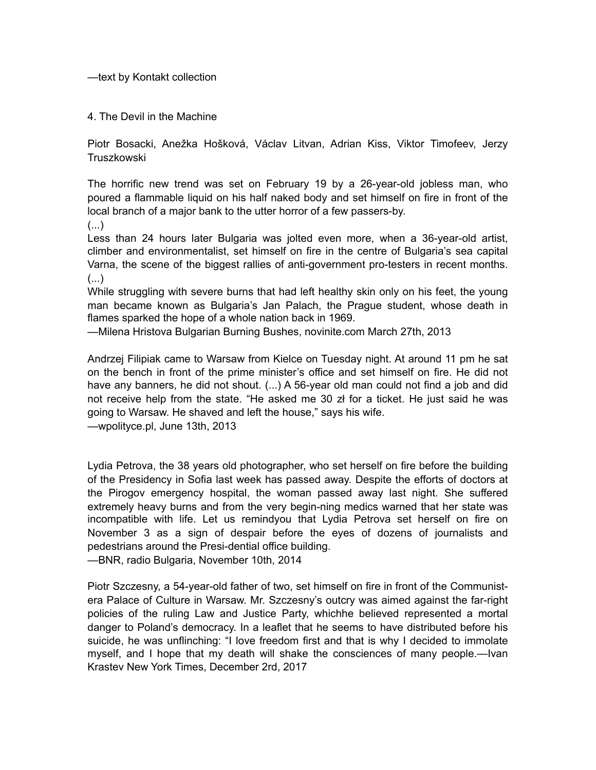—text by Kontakt collection

## 4. The Devil in the Machine

Piotr Bosacki, Anežka Hošková, Václav Litvan, Adrian Kiss, Viktor Timofeev, Jerzy Truszkowski

The horrific new trend was set on February 19 by a 26-year-old jobless man, who poured a flammable liquid on his half naked body and set himself on fire in front of the local branch of a major bank to the utter horror of a few passers-by.
(...)
Less than 24 hours later Bulgaria was jolted even more, when a 36-year-old artist, climber and environmentalist, set himself on fire in the centre of Bulgaria's sea capital Varna, the scene of the biggest rallies of anti-government pro-testers in recent months.
(...)
While struggling with severe burns that had left healthy skin only on his feet, the young man became known as Bulgaria's Jan Palach, the Prague student, whose death in flames sparked the hope of a whole nation back in 1969.
—Milena Hristova Bulgarian Burning Bushes, novinite.com March 27th, 2013

Andrzej Filipiak came to Warsaw from Kielce on Tuesday night. At around 11 pm he sat on the bench in front of the prime minister's office and set himself on fire. He did not have any banners, he did not shout. (...) A 56-year old man could not find a job and did not receive help from the state. "He asked me 30 zł for a ticket. He just said he was going to Warsaw. He shaved and left the house," says his wife.
—wpolityce.pl, June 13th, 2013

Lydia Petrova, the 38 years old photographer, who set herself on fire before the building of the Presidency in Sofia last week has passed away. Despite the efforts of doctors at the Pirogov emergency hospital, the woman passed away last night. She suffered extremely heavy burns and from the very begin-ning medics warned that her state was incompatible with life. Let us remindyou that Lydia Petrova set herself on fire on November 3 as a sign of despair before the eyes of dozens of journalists and pedestrians around the Presi-dential office building.
—BNR, radio Bulgaria, November 10th, 2014

Piotr Szczesny, a 54-year-old father of two, set himself on fire in front of the Communist-era Palace of Culture in Warsaw. Mr. Szczesny's outcry was aimed against the far-right policies of the ruling Law and Justice Party, whichhe believed represented a mortal danger to Poland's democracy. In a leaflet that he seems to have distributed before his suicide, he was unflinching: "I love freedom first and that is why I decided to immolate myself, and I hope that my death will shake the consciences of many people.—Ivan Krastev New York Times, December 2rd, 2017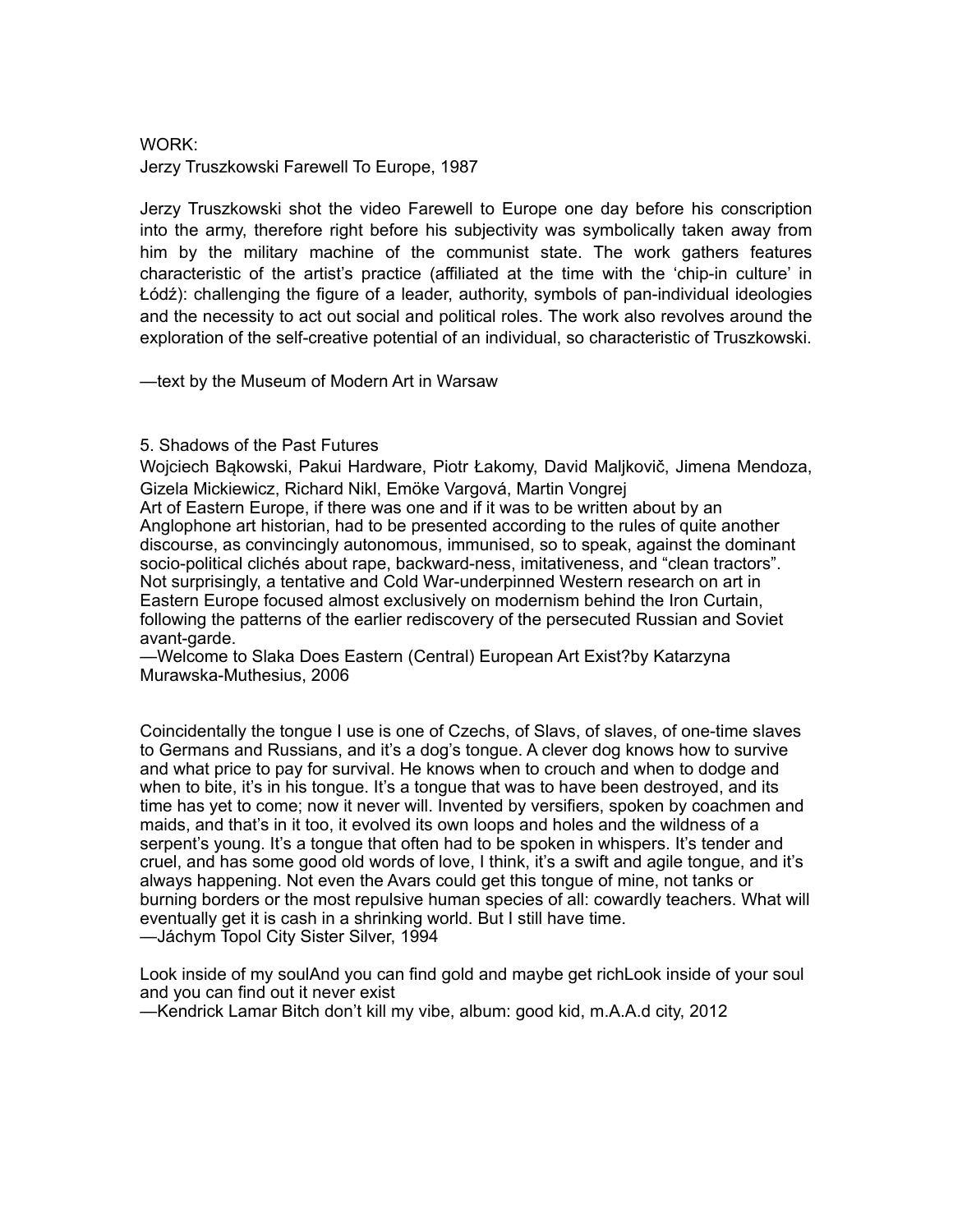WORK:
Jerzy Truszkowski Farewell To Europe, 1987

Jerzy Truszkowski shot the video Farewell to Europe one day before his conscription into the army, therefore right before his subjectivity was symbolically taken away from him by the military machine of the communist state. The work gathers features characteristic of the artist's practice (affiliated at the time with the 'chip-in culture' in Łódź): challenging the figure of a leader, authority, symbols of pan-individual ideologies and the necessity to act out social and political roles. The work also revolves around the exploration of the self-creative potential of an individual, so characteristic of Truszkowski.

—text by the Museum of Modern Art in Warsaw

5. Shadows of the Past Futures

Wojciech Bąkowski, Pakui Hardware, Piotr Łakomy, David Maljkovič, Jimena Mendoza, Gizela Mickiewicz, Richard Nikl, Emöke Vargová, Martin Vongrej

Art of Eastern Europe, if there was one and if it was to be written about by an Anglophone art historian, had to be presented according to the rules of quite another discourse, as convincingly autonomous, immunised, so to speak, against the dominant socio-political clichés about rape, backward-ness, imitativeness, and "clean tractors". Not surprisingly, a tentative and Cold War-underpinned Western research on art in Eastern Europe focused almost exclusively on modernism behind the Iron Curtain, following the patterns of the earlier rediscovery of the persecuted Russian and Soviet avant-garde.
—Welcome to Slaka Does Eastern (Central) European Art Exist?by Katarzyna Murawska-Muthesius, 2006

Coincidentally the tongue I use is one of Czechs, of Slavs, of slaves, of one-time slaves to Germans and Russians, and it's a dog's tongue. A clever dog knows how to survive and what price to pay for survival. He knows when to crouch and when to dodge and when to bite, it's in his tongue. It's a tongue that was to have been destroyed, and its time has yet to come; now it never will. Invented by versifiers, spoken by coachmen and maids, and that's in it too, it evolved its own loops and holes and the wildness of a serpent's young. It's a tongue that often had to be spoken in whispers. It's tender and cruel, and has some good old words of love, I think, it's a swift and agile tongue, and it's always happening. Not even the Avars could get this tongue of mine, not tanks or burning borders or the most repulsive human species of all: cowardly teachers. What will eventually get it is cash in a shrinking world. But I still have time.
—Jáchym Topol City Sister Silver, 1994

Look inside of my soulAnd you can find gold and maybe get richLook inside of your soul and you can find out it never exist
—Kendrick Lamar Bitch don't kill my vibe, album: good kid, m.A.A.d city, 2012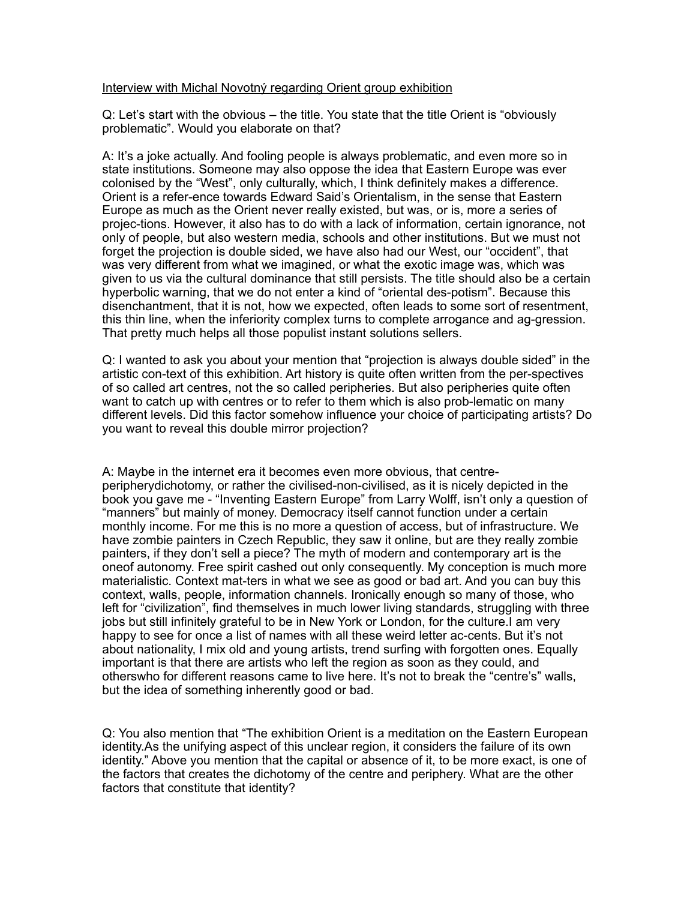Interview with Michal Novotný regarding Orient group exhibition

Q: Let's start with the obvious – the title. You state that the title Orient is "obviously problematic". Would you elaborate on that?

A: It's a joke actually. And fooling people is always problematic, and even more so in state institutions. Someone may also oppose the idea that Eastern Europe was ever colonised by the "West", only culturally, which, I think definitely makes a difference. Orient is a refer-ence towards Edward Said's Orientalism, in the sense that Eastern Europe as much as the Orient never really existed, but was, or is, more a series of projec-tions. However, it also has to do with a lack of information, certain ignorance, not only of people, but also western media, schools and other institutions. But we must not forget the projection is double sided, we have also had our West, our "occident", that was very different from what we imagined, or what the exotic image was, which was given to us via the cultural dominance that still persists. The title should also be a certain hyperbolic warning, that we do not enter a kind of "oriental des-potism". Because this disenchantment, that it is not, how we expected, often leads to some sort of resentment, this thin line, when the inferiority complex turns to complete arrogance and ag-gression. That pretty much helps all those populist instant solutions sellers.

Q: I wanted to ask you about your mention that "projection is always double sided" in the artistic con-text of this exhibition. Art history is quite often written from the per-spectives of so called art centres, not the so called peripheries. But also peripheries quite often want to catch up with centres or to refer to them which is also prob-lematic on many different levels. Did this factor somehow influence your choice of participating artists? Do you want to reveal this double mirror projection?

A: Maybe in the internet era it becomes even more obvious, that centre-peripherydichotomy, or rather the civilised-non-civilised, as it is nicely depicted in the book you gave me - "Inventing Eastern Europe" from Larry Wolff, isn't only a question of "manners" but mainly of money. Democracy itself cannot function under a certain monthly income. For me this is no more a question of access, but of infrastructure. We have zombie painters in Czech Republic, they saw it online, but are they really zombie painters, if they don't sell a piece? The myth of modern and contemporary art is the oneof autonomy. Free spirit cashed out only consequently. My conception is much more materialistic. Context mat-ters in what we see as good or bad art. And you can buy this context, walls, people, information channels. Ironically enough so many of those, who left for "civilization", find themselves in much lower living standards, struggling with three jobs but still infinitely grateful to be in New York or London, for the culture.I am very happy to see for once a list of names with all these weird letter ac-cents. But it's not about nationality, I mix old and young artists, trend surfing with forgotten ones. Equally important is that there are artists who left the region as soon as they could, and otherswho for different reasons came to live here. It's not to break the "centre's" walls, but the idea of something inherently good or bad.

Q: You also mention that "The exhibition Orient is a meditation on the Eastern European identity.As the unifying aspect of this unclear region, it considers the failure of its own identity." Above you mention that the capital or absence of it, to be more exact, is one of the factors that creates the dichotomy of the centre and periphery. What are the other factors that constitute that identity?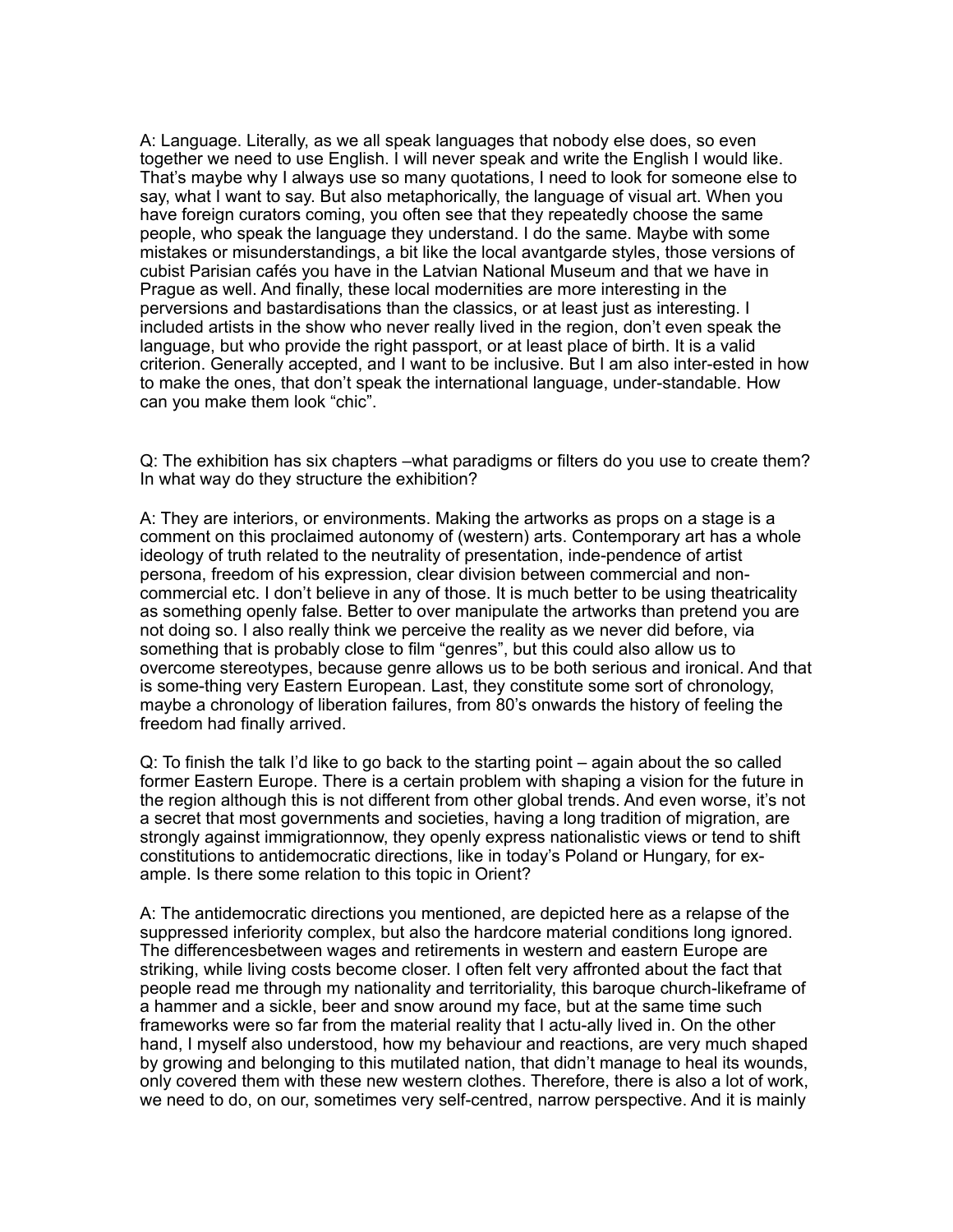A: Language. Literally, as we all speak languages that nobody else does, so even together we need to use English. I will never speak and write the English I would like. That's maybe why I always use so many quotations, I need to look for someone else to say, what I want to say. But also metaphorically, the language of visual art. When you have foreign curators coming, you often see that they repeatedly choose the same people, who speak the language they understand. I do the same. Maybe with some mistakes or misunderstandings, a bit like the local avantgarde styles, those versions of cubist Parisian cafés you have in the Latvian National Museum and that we have in Prague as well. And finally, these local modernities are more interesting in the perversions and bastardisations than the classics, or at least just as interesting. I included artists in the show who never really lived in the region, don't even speak the language, but who provide the right passport, or at least place of birth. It is a valid criterion. Generally accepted, and I want to be inclusive. But I am also inter-ested in how to make the ones, that don't speak the international language, under-standable. How can you make them look "chic".

Q: The exhibition has six chapters –what paradigms or filters do you use to create them? In what way do they structure the exhibition?

A: They are interiors, or environments. Making the artworks as props on a stage is a comment on this proclaimed autonomy of (western) arts. Contemporary art has a whole ideology of truth related to the neutrality of presentation, inde-pendence of artist persona, freedom of his expression, clear division between commercial and non-commercial etc. I don't believe in any of those. It is much better to be using theatricality as something openly false. Better to over manipulate the artworks than pretend you are not doing so. I also really think we perceive the reality as we never did before, via something that is probably close to film "genres", but this could also allow us to overcome stereotypes, because genre allows us to be both serious and ironical. And that is some-thing very Eastern European. Last, they constitute some sort of chronology, maybe a chronology of liberation failures, from 80's onwards the history of feeling the freedom had finally arrived.

Q: To finish the talk I'd like to go back to the starting point – again about the so called former Eastern Europe. There is a certain problem with shaping a vision for the future in the region although this is not different from other global trends. And even worse, it's not a secret that most governments and societies, having a long tradition of migration, are strongly against immigrationnow, they openly express nationalistic views or tend to shift constitutions to antidemocratic directions, like in today's Poland or Hungary, for ex-ample. Is there some relation to this topic in Orient?

A: The antidemocratic directions you mentioned, are depicted here as a relapse of the suppressed inferiority complex, but also the hardcore material conditions long ignored. The differencesbetween wages and retirements in western and eastern Europe are striking, while living costs become closer. I often felt very affronted about the fact that people read me through my nationality and territoriality, this baroque church-likeframe of a hammer and a sickle, beer and snow around my face, but at the same time such frameworks were so far from the material reality that I actu-ally lived in. On the other hand, I myself also understood, how my behaviour and reactions, are very much shaped by growing and belonging to this mutilated nation, that didn't manage to heal its wounds, only covered them with these new western clothes. Therefore, there is also a lot of work, we need to do, on our, sometimes very self-centred, narrow perspective. And it is mainly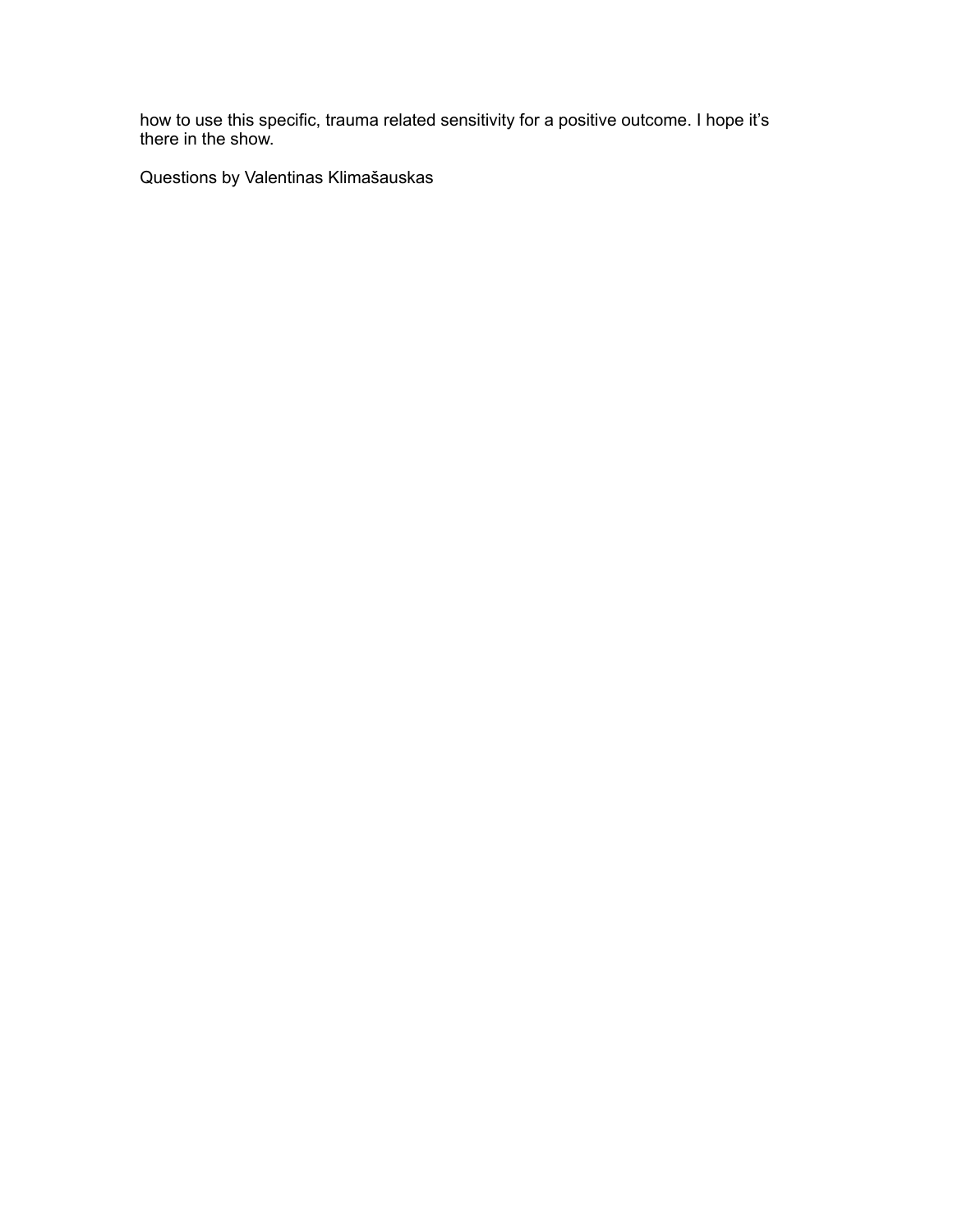how to use this specific, trauma related sensitivity for a positive outcome. I hope it's there in the show.

Questions by Valentinas Klimašauskas